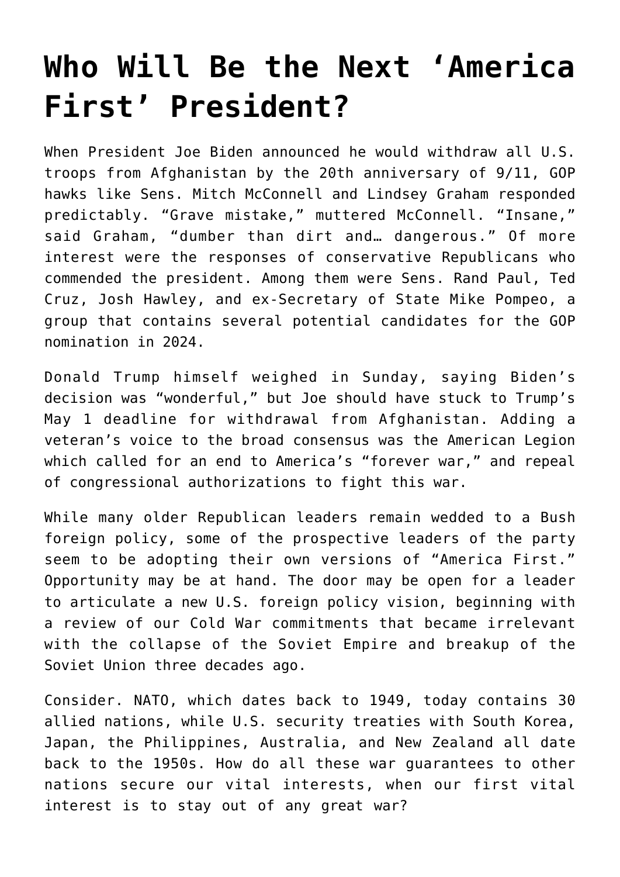# Who Will Be the Next 'America First' President?

When President Joe Biden announced he would withdraw all U.S. troops from Afghanistan by the 20th anniversary of 9/11, GOP hawks like Sens. Mitch McConnell and Lindsey Graham responded predictably. "Grave mistake," muttered McConnell. "Insane," said Graham, "dumber than dirt and… dangerous." Of more interest were the responses of conservative Republicans who commended the president. Among them were Sens. Rand Paul, Ted Cruz, Josh Hawley, and ex-Secretary of State Mike Pompeo, a group that contains several potential candidates for the GOP nomination in 2024.

Donald Trump himself weighed in Sunday, saying Biden's decision was "wonderful," but Joe should have stuck to Trump's May 1 deadline for withdrawal from Afghanistan. Adding a veteran's voice to the broad consensus was the American Legion which called for an end to America's "forever war," and repeal of congressional authorizations to fight this war.

While many older Republican leaders remain wedded to a Bush foreign policy, some of the prospective leaders of the party seem to be adopting their own versions of "America First." Opportunity may be at hand. The door may be open for a leader to articulate a new U.S. foreign policy vision, beginning with a review of our Cold War commitments that became irrelevant with the collapse of the Soviet Empire and breakup of the Soviet Union three decades ago.

Consider. NATO, which dates back to 1949, today contains 30 allied nations, while U.S. security treaties with South Korea, Japan, the Philippines, Australia, and New Zealand all date back to the 1950s. How do all these war guarantees to other nations secure our vital interests, when our first vital interest is to stay out of any great war?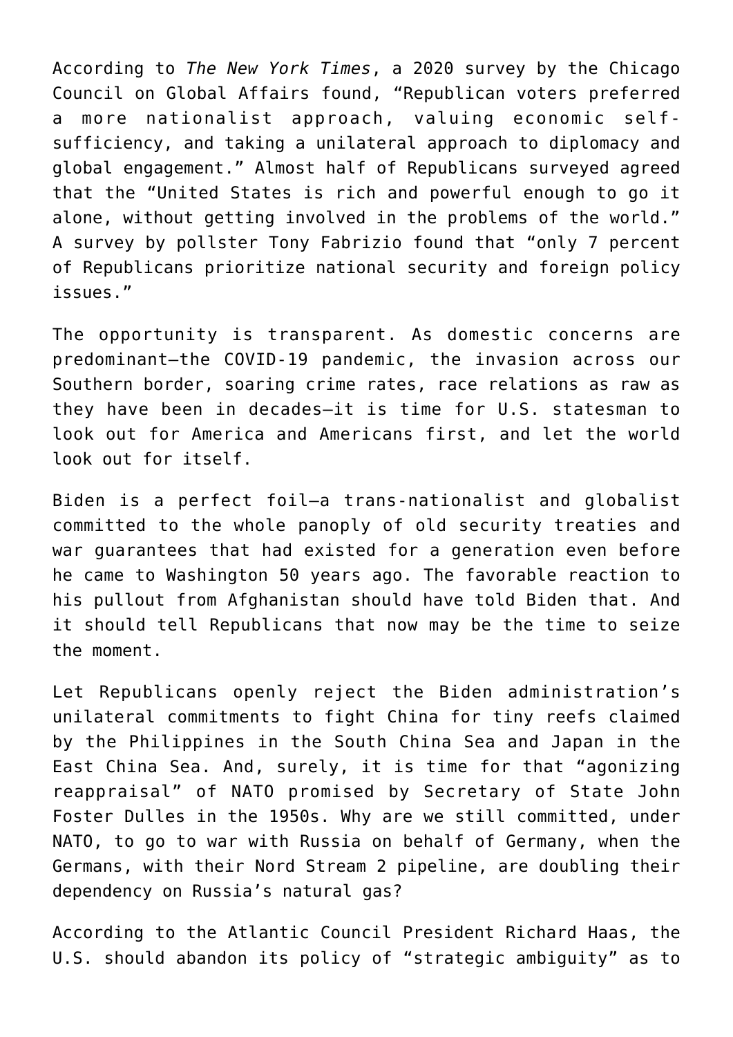According to *The New York Times*, a 2020 survey by the Chicago Council on Global Affairs found, "Republican voters preferred a more nationalist approach, valuing economic self-sufficiency, and taking a unilateral approach to diplomacy and global engagement." Almost half of Republicans surveyed agreed that the "United States is rich and powerful enough to go it alone, without getting involved in the problems of the world." A survey by pollster Tony Fabrizio found that "only 7 percent of Republicans prioritize national security and foreign policy issues."

The opportunity is transparent. As domestic concerns are predominant—the COVID-19 pandemic, the invasion across our Southern border, soaring crime rates, race relations as raw as they have been in decades—it is time for U.S. statesman to look out for America and Americans first, and let the world look out for itself.

Biden is a perfect foil—a trans-nationalist and globalist committed to the whole panoply of old security treaties and war guarantees that had existed for a generation even before he came to Washington 50 years ago. The favorable reaction to his pullout from Afghanistan should have told Biden that. And it should tell Republicans that now may be the time to seize the moment.

Let Republicans openly reject the Biden administration's unilateral commitments to fight China for tiny reefs claimed by the Philippines in the South China Sea and Japan in the East China Sea. And, surely, it is time for that "agonizing reappraisal" of NATO promised by Secretary of State John Foster Dulles in the 1950s. Why are we still committed, under NATO, to go to war with Russia on behalf of Germany, when the Germans, with their Nord Stream 2 pipeline, are doubling their dependency on Russia's natural gas?

According to the Atlantic Council President Richard Haas, the U.S. should abandon its policy of "strategic ambiguity" as to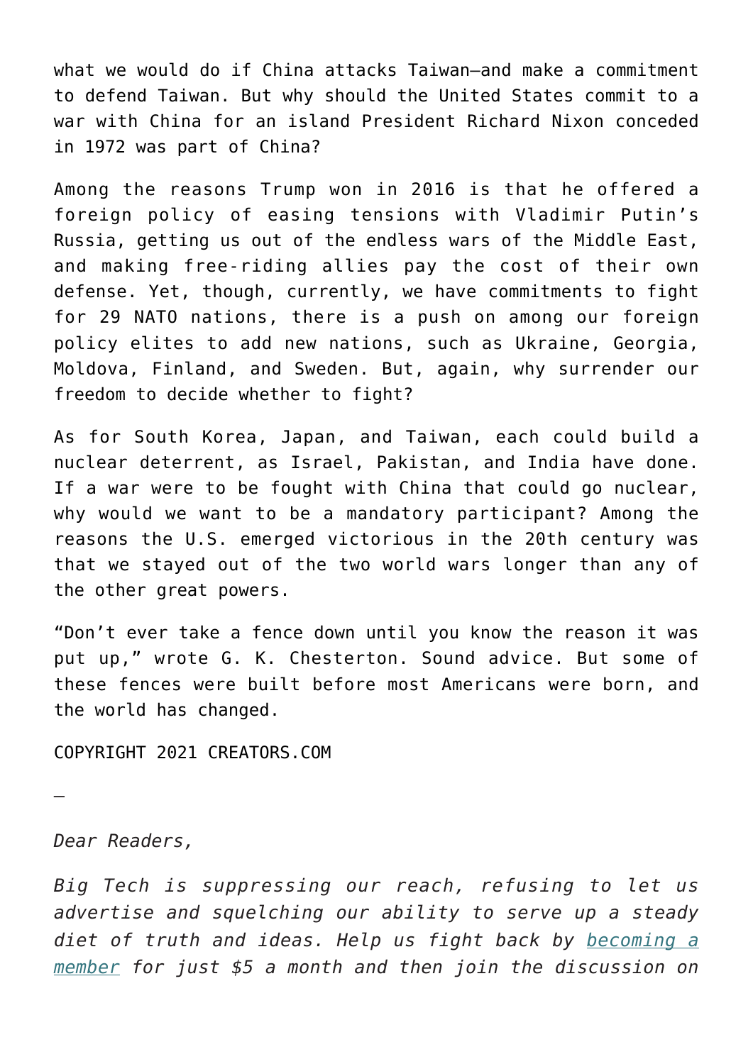what we would do if China attacks Taiwan—and make a commitment to defend Taiwan. But why should the United States commit to a war with China for an island President Richard Nixon conceded in 1972 was part of China?

Among the reasons Trump won in 2016 is that he offered a foreign policy of easing tensions with Vladimir Putin's Russia, getting us out of the endless wars of the Middle East, and making free-riding allies pay the cost of their own defense. Yet, though, currently, we have commitments to fight for 29 NATO nations, there is a push on among our foreign policy elites to add new nations, such as Ukraine, Georgia, Moldova, Finland, and Sweden. But, again, why surrender our freedom to decide whether to fight?

As for South Korea, Japan, and Taiwan, each could build a nuclear deterrent, as Israel, Pakistan, and India have done. If a war were to be fought with China that could go nuclear, why would we want to be a mandatory participant? Among the reasons the U.S. emerged victorious in the 20th century was that we stayed out of the two world wars longer than any of the other great powers.

"Don't ever take a fence down until you know the reason it was put up," wrote G. K. Chesterton. Sound advice. But some of these fences were built before most Americans were born, and the world has changed.

COPYRIGHT 2021 CREATORS.COM

—

*Dear Readers,*

*Big Tech is suppressing our reach, refusing to let us advertise and squelching our ability to serve up a steady diet of truth and ideas. Help us fight back by [becoming a member]() for just $5 a month and then join the discussion on*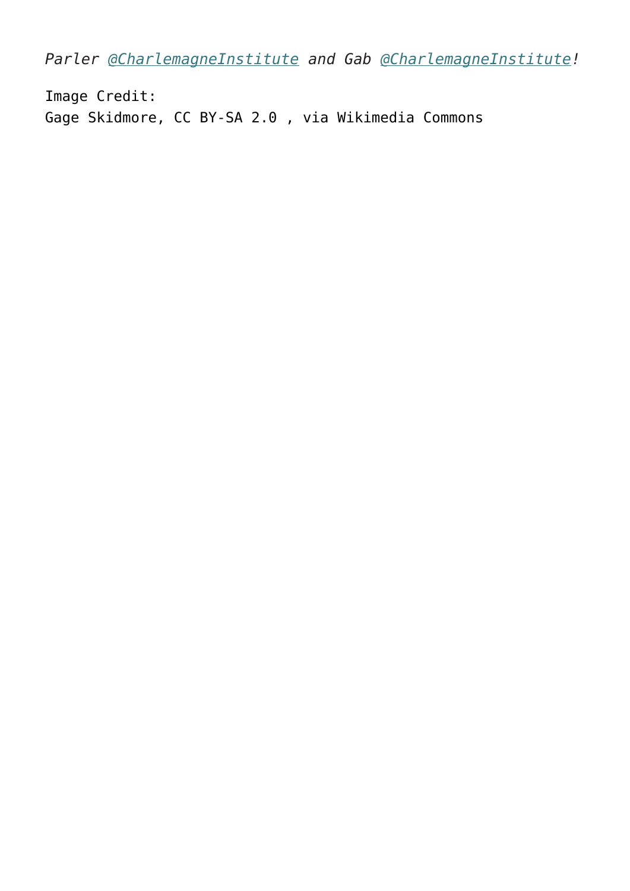*Parler [@CharlemagneInstitute](#) and Gab [@CharlemagneInstitute](#)!*

Image Credit:
Gage Skidmore, CC BY-SA 2.0 , via Wikimedia Commons